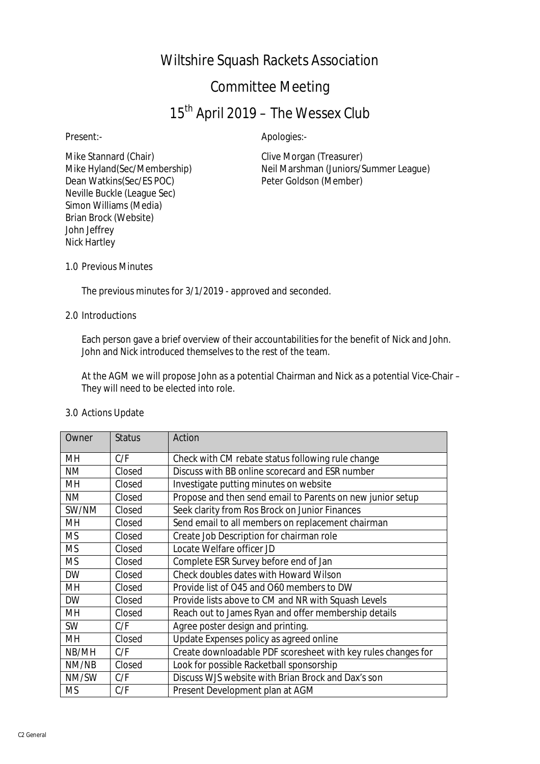# Wiltshire Squash Rackets Association

## Committee Meeting

## 15th April 2019 – The Wessex Club

Present:-

Mike Stannard (Chair)
Mike Hyland(Sec/Membership)
Dean Watkins(Sec/ES POC)
Neville Buckle (League Sec)
Simon Williams (Media)
Brian Brock (Website)
John Jeffrey
Nick Hartley

Apologies:-

Clive Morgan (Treasurer)
Neil Marshman (Juniors/Summer League)
Peter Goldson (Member)

1.0 Previous Minutes

The previous minutes for 3/1/2019 - approved and seconded.

2.0 Introductions

Each person gave a brief overview of their accountabilities for the benefit of Nick and John. John and Nick introduced themselves to the rest of the team.

At the AGM we will propose John as a potential Chairman and Nick as a potential Vice-Chair – They will need to be elected into role.

3.0 Actions Update

| Owner | Status | Action |
|---|---|---|
| MH | C/F | Check with CM rebate status following rule change |
| NM | Closed | Discuss with BB online scorecard and ESR number |
| MH | Closed | Investigate putting minutes on website |
| NM | Closed | Propose and then send email to Parents on new junior setup |
| SW/NM | Closed | Seek clarity from Ros Brock on Junior Finances |
| MH | Closed | Send email to all members on replacement chairman |
| MS | Closed | Create Job Description for chairman role |
| MS | Closed | Locate Welfare officer JD |
| MS | Closed | Complete ESR Survey before end of Jan |
| DW | Closed | Check doubles dates with Howard Wilson |
| MH | Closed | Provide list of O45 and O60 members to DW |
| DW | Closed | Provide lists above to CM and NR with Squash Levels |
| MH | Closed | Reach out to James Ryan and offer membership details |
| SW | C/F | Agree poster design and printing. |
| MH | Closed | Update Expenses policy as agreed online |
| NB/MH | C/F | Create downloadable PDF scoresheet with key rules changes for |
| NM/NB | Closed | Look for possible Racketball sponsorship |
| NM/SW | C/F | Discuss WJS website with Brian Brock and Dax's son |
| MS | C/F | Present Development plan at AGM |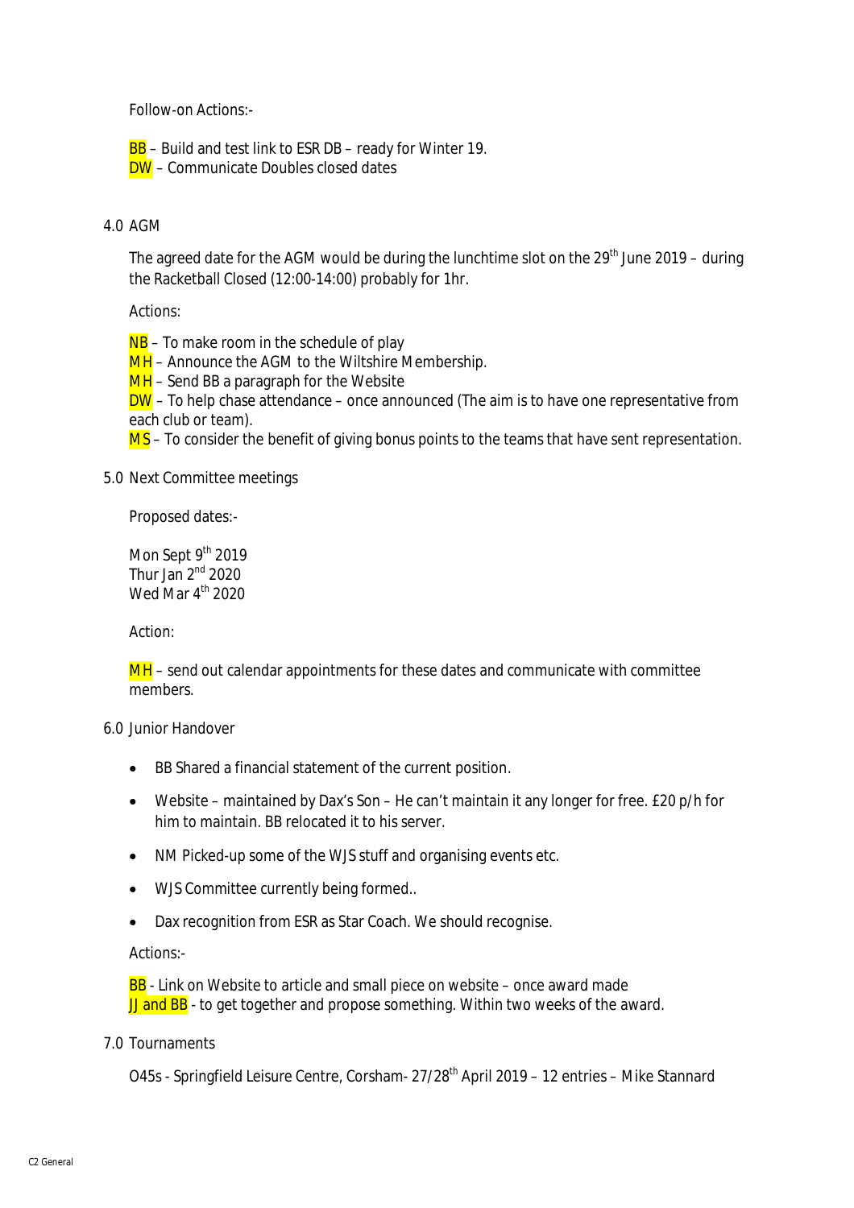Follow-on Actions:-

BB – Build and test link to ESR DB – ready for Winter 19.
DW – Communicate Doubles closed dates

## 4.0 AGM

The agreed date for the AGM would be during the lunchtime slot on the 29th June 2019 – during the Racketball Closed (12:00-14:00) probably for 1hr.

Actions:

NB – To make room in the schedule of play
MH – Announce the AGM to the Wiltshire Membership.
MH – Send BB a paragraph for the Website
DW – To help chase attendance – once announced (The aim is to have one representative from each club or team).
MS – To consider the benefit of giving bonus points to the teams that have sent representation.

## 5.0 Next Committee meetings

Proposed dates:-

Mon Sept 9th 2019
Thur Jan 2nd 2020
Wed Mar 4th 2020

Action:

MH – send out calendar appointments for these dates and communicate with committee members.

## 6.0 Junior Handover

- BB Shared a financial statement of the current position.
- Website – maintained by Dax's Son – He can't maintain it any longer for free. £20 p/h for him to maintain. BB relocated it to his server.
- NM Picked-up some of the WJS stuff and organising events etc.
- WJS Committee currently being formed..
- Dax recognition from ESR as Star Coach. We should recognise.

Actions:-

BB - Link on Website to article and small piece on website – once award made
JJ and BB - to get together and propose something. Within two weeks of the award.

## 7.0 Tournaments

O45s - Springfield Leisure Centre, Corsham- 27/28th April 2019 – 12 entries – Mike Stannard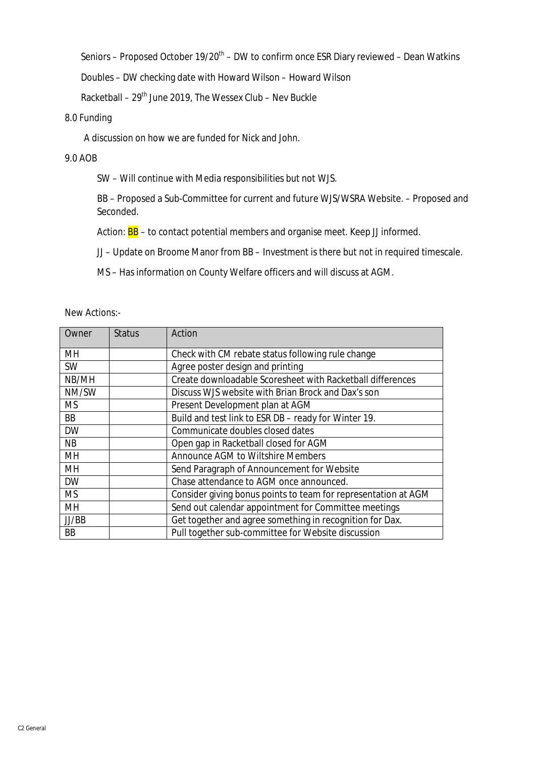Seniors – Proposed October 19/20th – DW to confirm once ESR Diary reviewed – Dean Watkins

Doubles – DW checking date with Howard Wilson – Howard Wilson

Racketball – 29th June 2019, The Wessex Club – Nev Buckle

8.0 Funding

A discussion on how we are funded for Nick and John.

9.0 AOB

SW – Will continue with Media responsibilities but not WJS.

BB – Proposed a Sub-Committee for current and future WJS/WSRA Website. – Proposed and Seconded.

Action: BB – to contact potential members and organise meet. Keep JJ informed.

JJ – Update on Broome Manor from BB – Investment is there but not in required timescale.

MS – Has information on County Welfare officers and will discuss at AGM.

New Actions:-

| Owner | Status | Action |
|---|---|---|
| MH | | Check with CM rebate status following rule change |
| SW | | Agree poster design and printing |
| NB/MH | | Create downloadable Scoresheet with Racketball differences |
| NM/SW | | Discuss WJS website with Brian Brock and Dax's son |
| MS | | Present Development plan at AGM |
| BB | | Build and test link to ESR DB – ready for Winter 19. |
| DW | | Communicate doubles closed dates |
| NB | | Open gap in Racketball closed for AGM |
| MH | | Announce AGM to Wiltshire Members |
| MH | | Send Paragraph of Announcement for Website |
| DW | | Chase attendance to AGM once announced. |
| MS | | Consider giving bonus points to team for representation at AGM |
| MH | | Send out calendar appointment for Committee meetings |
| JJ/BB | | Get together and agree something in recognition for Dax. |
| BB | | Pull together sub-committee for Website discussion |